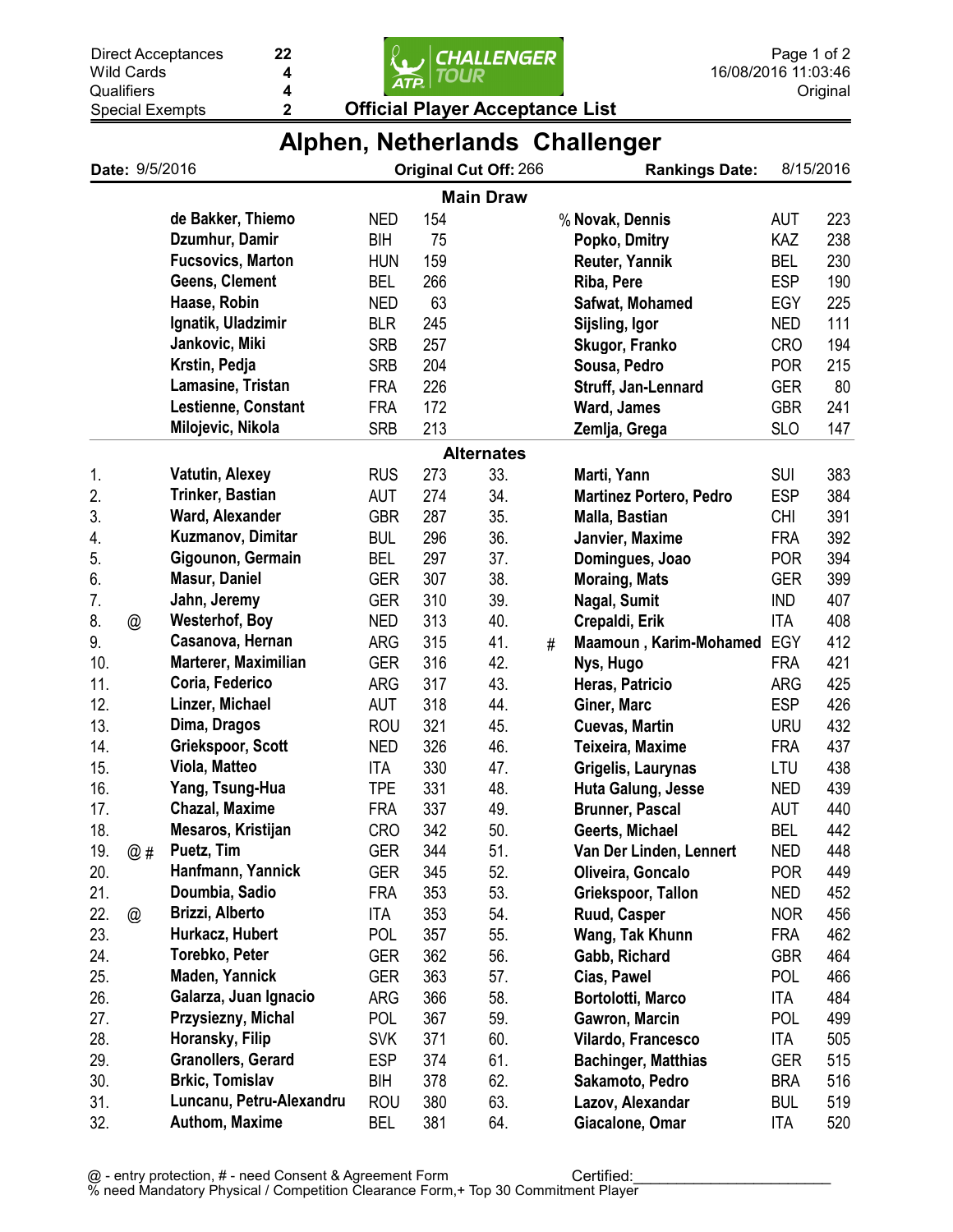| | |
|---|---|
| Direct Acceptances | 22 |
| Wild Cards | 4 |
| Qualifiers | 4 |
| Special Exempts | 2 |

16/08/2016 11:03:46
Original

**Official Player Acceptance List**

# Alphen, Netherlands Challenger

**Date:** 9/5/2016 | **Original Cut Off:** 266 | **Rankings Date:** 8/15/2016

## Main Draw

| | Player | Nat | Rank | | Player | Nat | Rank |
|---|---|---|---|---|---|---|---|
| | de Bakker, Thiemo | NED | 154 | % | Novak, Dennis | AUT | 223 |
| | Dzumhur, Damir | BIH | 75 | | Popko, Dmitry | KAZ | 238 |
| | Fucsovics, Marton | HUN | 159 | | Reuter, Yannik | BEL | 230 |
| | Geens, Clement | BEL | 266 | | Riba, Pere | ESP | 190 |
| | Haase, Robin | NED | 63 | | Safwat, Mohamed | EGY | 225 |
| | Ignatik, Uladzimir | BLR | 245 | | Sijsling, Igor | NED | 111 |
| | Jankovic, Miki | SRB | 257 | | Skugor, Franko | CRO | 194 |
| | Krstin, Pedja | SRB | 204 | | Sousa, Pedro | POR | 215 |
| | Lamasine, Tristan | FRA | 226 | | Struff, Jan-Lennard | GER | 80 |
| | Lestienne, Constant | FRA | 172 | | Ward, James | GBR | 241 |
| | Milojevic, Nikola | SRB | 213 | | Zemlja, Grega | SLO | 147 |

## Alternates

| No. | | Player | Nat | Rank | No. | | Player | Nat | Rank |
|---|---|---|---|---|---|---|---|---|---|
| 1. | | Vatutin, Alexey | RUS | 273 | 33. | | Marti, Yann | SUI | 383 |
| 2. | | Trinker, Bastian | AUT | 274 | 34. | | Martinez Portero, Pedro | ESP | 384 |
| 3. | | Ward, Alexander | GBR | 287 | 35. | | Malla, Bastian | CHI | 391 |
| 4. | | Kuzmanov, Dimitar | BUL | 296 | 36. | | Janvier, Maxime | FRA | 392 |
| 5. | | Gigounon, Germain | BEL | 297 | 37. | | Domingues, Joao | POR | 394 |
| 6. | | Masur, Daniel | GER | 307 | 38. | | Moraing, Mats | GER | 399 |
| 7. | | Jahn, Jeremy | GER | 310 | 39. | | Nagal, Sumit | IND | 407 |
| 8. | @ | Westerhof, Boy | NED | 313 | 40. | | Crepaldi, Erik | ITA | 408 |
| 9. | | Casanova, Hernan | ARG | 315 | 41. | # | Maamoun , Karim-Mohamed | EGY | 412 |
| 10. | | Marterer, Maximilian | GER | 316 | 42. | | Nys, Hugo | FRA | 421 |
| 11. | | Coria, Federico | ARG | 317 | 43. | | Heras, Patricio | ARG | 425 |
| 12. | | Linzer, Michael | AUT | 318 | 44. | | Giner, Marc | ESP | 426 |
| 13. | | Dima, Dragos | ROU | 321 | 45. | | Cuevas, Martin | URU | 432 |
| 14. | | Griekspoor, Scott | NED | 326 | 46. | | Teixeira, Maxime | FRA | 437 |
| 15. | | Viola, Matteo | ITA | 330 | 47. | | Grigelis, Laurynas | LTU | 438 |
| 16. | | Yang, Tsung-Hua | TPE | 331 | 48. | | Huta Galung, Jesse | NED | 439 |
| 17. | | Chazal, Maxime | FRA | 337 | 49. | | Brunner, Pascal | AUT | 440 |
| 18. | | Mesaros, Kristijan | CRO | 342 | 50. | | Geerts, Michael | BEL | 442 |
| 19. | @ # | Puetz, Tim | GER | 344 | 51. | | Van Der Linden, Lennert | NED | 448 |
| 20. | | Hanfmann, Yannick | GER | 345 | 52. | | Oliveira, Goncalo | POR | 449 |
| 21. | | Doumbia, Sadio | FRA | 353 | 53. | | Griekspoor, Tallon | NED | 452 |
| 22. | @ | Brizzi, Alberto | ITA | 353 | 54. | | Ruud, Casper | NOR | 456 |
| 23. | | Hurkacz, Hubert | POL | 357 | 55. | | Wang, Tak Khunn | FRA | 462 |
| 24. | | Torebko, Peter | GER | 362 | 56. | | Gabb, Richard | GBR | 464 |
| 25. | | Maden, Yannick | GER | 363 | 57. | | Cias, Pawel | POL | 466 |
| 26. | | Galarza, Juan Ignacio | ARG | 366 | 58. | | Bortolotti, Marco | ITA | 484 |
| 27. | | Przysiezny, Michal | POL | 367 | 59. | | Gawron, Marcin | POL | 499 |
| 28. | | Horansky, Filip | SVK | 371 | 60. | | Vilardo, Francesco | ITA | 505 |
| 29. | | Granollers, Gerard | ESP | 374 | 61. | | Bachinger, Matthias | GER | 515 |
| 30. | | Brkic, Tomislav | BIH | 378 | 62. | | Sakamoto, Pedro | BRA | 516 |
| 31. | | Luncanu, Petru-Alexandru | ROU | 380 | 63. | | Lazov, Alexandar | BUL | 519 |
| 32. | | Authom, Maxime | BEL | 381 | 64. | | Giacalone, Omar | ITA | 520 |

@ - entry protection, # - need Consent & Agreement Form
% need Mandatory Physical / Competition Clearance Form,+ Top 30 Commitment Player

Certified:_______________________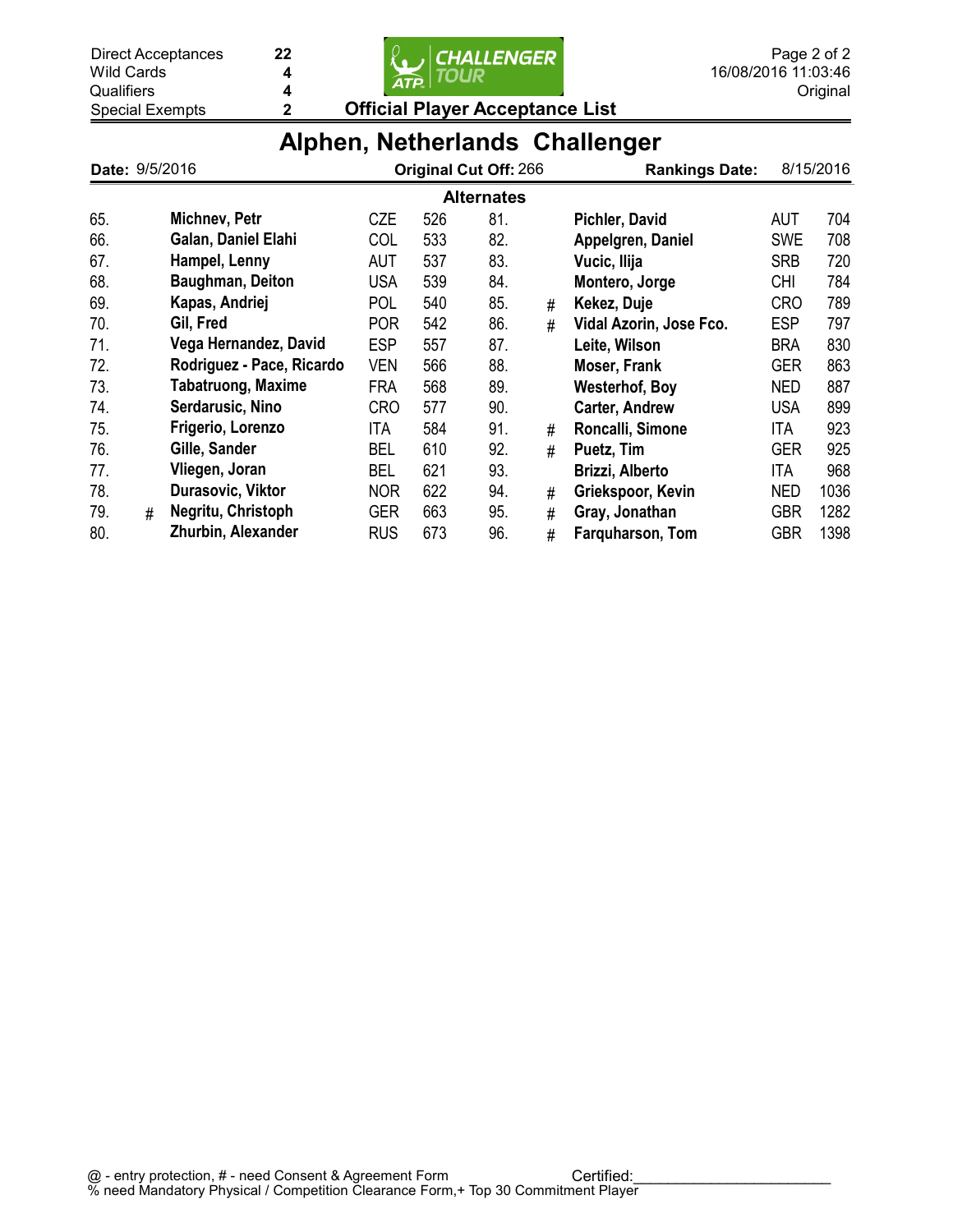| | |
|---|---|
| Direct Acceptances | 22 |
| Wild Cards | 4 |
| Qualifiers | 4 |
| Special Exempts | 2 |

**Official Player Acceptance List**

16/08/2016 11:03:46
Original

# Alphen, Netherlands Challenger

**Date:** 9/5/2016 **Original Cut Off:** 266 **Rankings Date:** 8/15/2016

## Alternates

| | | | | | | | | | |
|---|---|---|---|---|---|---|---|---|---|
| 65. | | Michnev, Petr | CZE | 526 | 81. | | Pichler, David | AUT | 704 |
| 66. | | Galan, Daniel Elahi | COL | 533 | 82. | | Appelgren, Daniel | SWE | 708 |
| 67. | | Hampel, Lenny | AUT | 537 | 83. | | Vucic, Ilija | SRB | 720 |
| 68. | | Baughman, Deiton | USA | 539 | 84. | | Montero, Jorge | CHI | 784 |
| 69. | | Kapas, Andriej | POL | 540 | 85. | # | Kekez, Duje | CRO | 789 |
| 70. | | Gil, Fred | POR | 542 | 86. | # | Vidal Azorin, Jose Fco. | ESP | 797 |
| 71. | | Vega Hernandez, David | ESP | 557 | 87. | | Leite, Wilson | BRA | 830 |
| 72. | | Rodriguez - Pace, Ricardo | VEN | 566 | 88. | | Moser, Frank | GER | 863 |
| 73. | | Tabatruong, Maxime | FRA | 568 | 89. | | Westerhof, Boy | NED | 887 |
| 74. | | Serdarusic, Nino | CRO | 577 | 90. | | Carter, Andrew | USA | 899 |
| 75. | | Frigerio, Lorenzo | ITA | 584 | 91. | # | Roncalli, Simone | ITA | 923 |
| 76. | | Gille, Sander | BEL | 610 | 92. | # | Puetz, Tim | GER | 925 |
| 77. | | Vliegen, Joran | BEL | 621 | 93. | | Brizzi, Alberto | ITA | 968 |
| 78. | | Durasovic, Viktor | NOR | 622 | 94. | # | Griekspoor, Kevin | NED | 1036 |
| 79. | # | Negritu, Christoph | GER | 663 | 95. | # | Gray, Jonathan | GBR | 1282 |
| 80. | | Zhurbin, Alexander | RUS | 673 | 96. | # | Farquharson, Tom | GBR | 1398 |

@ - entry protection, # - need Consent & Agreement Form
% need Mandatory Physical / Competition Clearance Form,+ Top 30 Commitment Player

Certified:\_\_\_\_\_\_\_\_\_\_\_\_\_\_\_\_\_\_\_\_\_\_\_\_